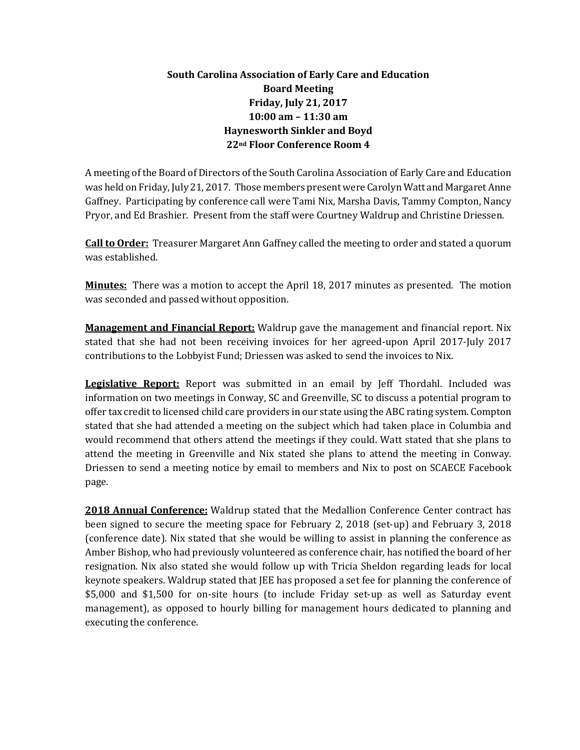**South Carolina Association of Early Care and Education**
**Board Meeting**
**Friday, July 21, 2017**
**10:00 am – 11:30 am**
**Haynesworth Sinkler and Boyd**
**22nd Floor Conference Room 4**

A meeting of the Board of Directors of the South Carolina Association of Early Care and Education was held on Friday, July 21, 2017. Those members present were Carolyn Watt and Margaret Anne Gaffney. Participating by conference call were Tami Nix, Marsha Davis, Tammy Compton, Nancy Pryor, and Ed Brashier. Present from the staff were Courtney Waldrup and Christine Driessen.

**Call to Order:** Treasurer Margaret Ann Gaffney called the meeting to order and stated a quorum was established.

**Minutes:** There was a motion to accept the April 18, 2017 minutes as presented. The motion was seconded and passed without opposition.

**Management and Financial Report:** Waldrup gave the management and financial report. Nix stated that she had not been receiving invoices for her agreed-upon April 2017-July 2017 contributions to the Lobbyist Fund; Driessen was asked to send the invoices to Nix.

**Legislative Report:** Report was submitted in an email by Jeff Thordahl. Included was information on two meetings in Conway, SC and Greenville, SC to discuss a potential program to offer tax credit to licensed child care providers in our state using the ABC rating system. Compton stated that she had attended a meeting on the subject which had taken place in Columbia and would recommend that others attend the meetings if they could. Watt stated that she plans to attend the meeting in Greenville and Nix stated she plans to attend the meeting in Conway. Driessen to send a meeting notice by email to members and Nix to post on SCAECE Facebook page.

**2018 Annual Conference:** Waldrup stated that the Medallion Conference Center contract has been signed to secure the meeting space for February 2, 2018 (set-up) and February 3, 2018 (conference date). Nix stated that she would be willing to assist in planning the conference as Amber Bishop, who had previously volunteered as conference chair, has notified the board of her resignation. Nix also stated she would follow up with Tricia Sheldon regarding leads for local keynote speakers. Waldrup stated that JEE has proposed a set fee for planning the conference of $5,000 and $1,500 for on-site hours (to include Friday set-up as well as Saturday event management), as opposed to hourly billing for management hours dedicated to planning and executing the conference.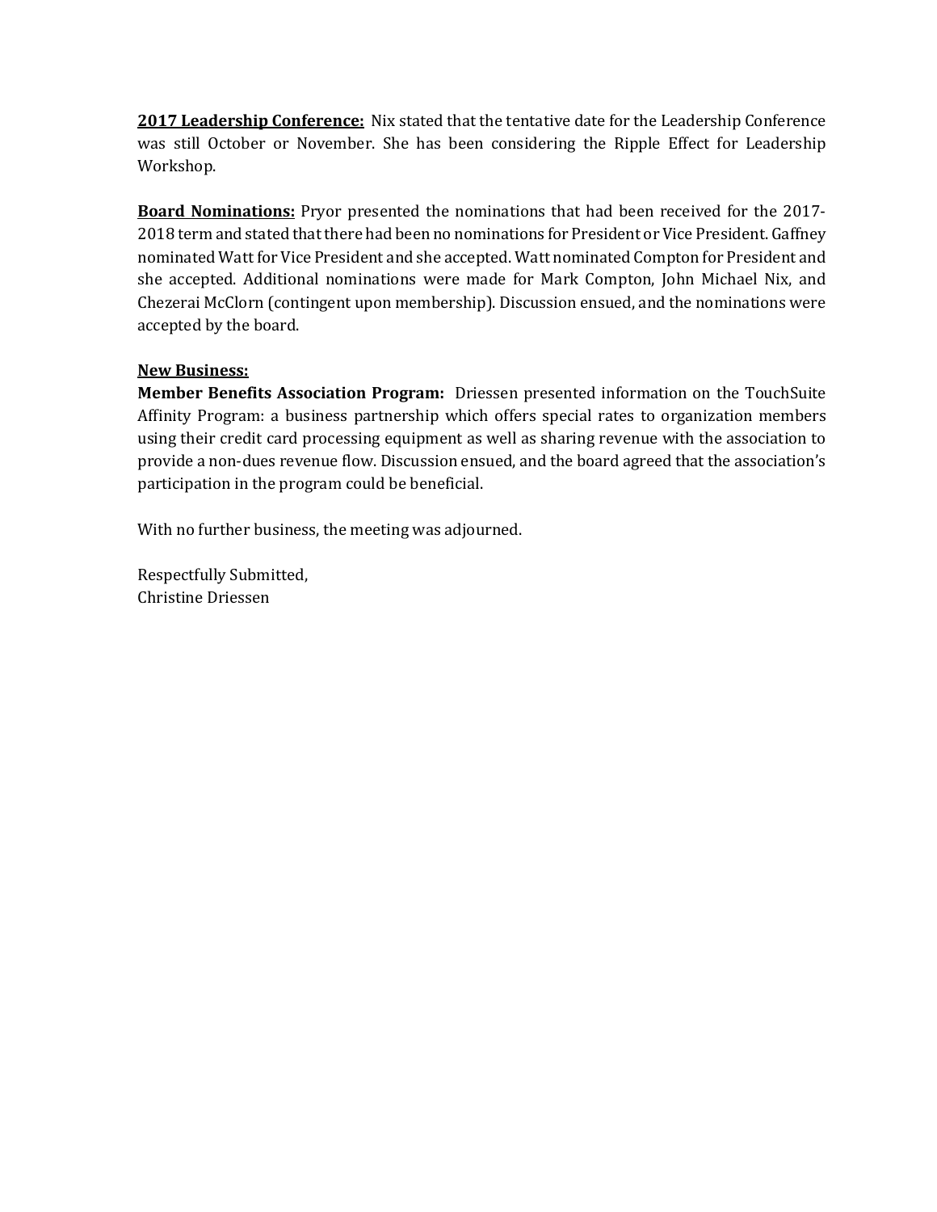**2017 Leadership Conference:** Nix stated that the tentative date for the Leadership Conference was still October or November. She has been considering the Ripple Effect for Leadership Workshop.

**Board Nominations:** Pryor presented the nominations that had been received for the 2017-2018 term and stated that there had been no nominations for President or Vice President. Gaffney nominated Watt for Vice President and she accepted. Watt nominated Compton for President and she accepted. Additional nominations were made for Mark Compton, John Michael Nix, and Chezerai McClorn (contingent upon membership). Discussion ensued, and the nominations were accepted by the board.

**New Business:**

**Member Benefits Association Program:** Driessen presented information on the TouchSuite Affinity Program: a business partnership which offers special rates to organization members using their credit card processing equipment as well as sharing revenue with the association to provide a non-dues revenue flow. Discussion ensued, and the board agreed that the association's participation in the program could be beneficial.

With no further business, the meeting was adjourned.

Respectfully Submitted,
Christine Driessen